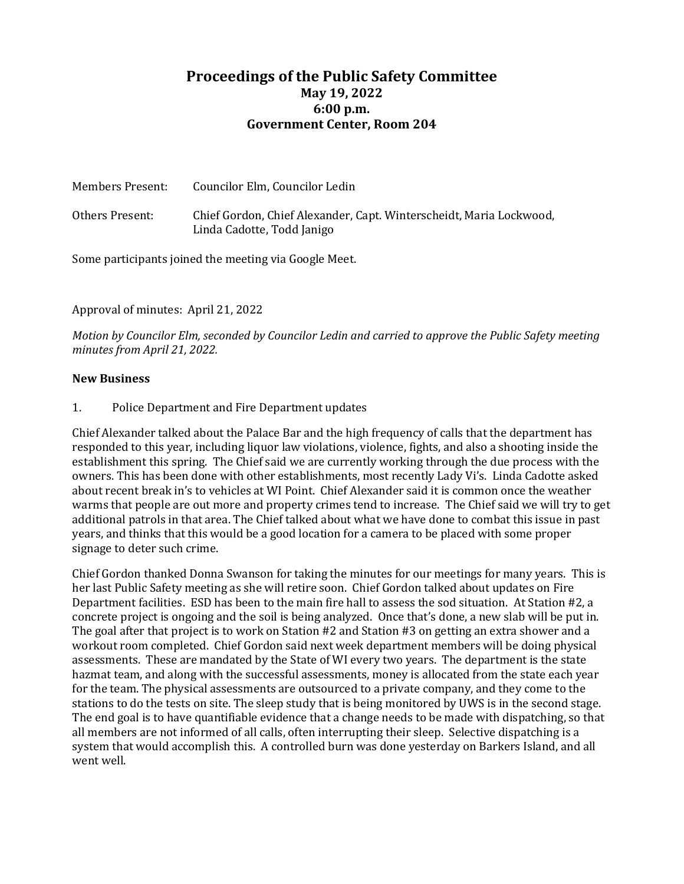# Proceedings of the Public Safety Committee

**May 19, 2022**
**6:00 p.m.**
**Government Center, Room 204**

Members Present: Councilor Elm, Councilor Ledin

Others Present: Chief Gordon, Chief Alexander, Capt. Winterscheidt, Maria Lockwood, Linda Cadotte, Todd Janigo

Some participants joined the meeting via Google Meet.

Approval of minutes: April 21, 2022

*Motion by Councilor Elm, seconded by Councilor Ledin and carried to approve the Public Safety meeting minutes from April 21, 2022.*

**New Business**

1. Police Department and Fire Department updates

Chief Alexander talked about the Palace Bar and the high frequency of calls that the department has responded to this year, including liquor law violations, violence, fights, and also a shooting inside the establishment this spring. The Chief said we are currently working through the due process with the owners. This has been done with other establishments, most recently Lady Vi's. Linda Cadotte asked about recent break in's to vehicles at WI Point. Chief Alexander said it is common once the weather warms that people are out more and property crimes tend to increase. The Chief said we will try to get additional patrols in that area. The Chief talked about what we have done to combat this issue in past years, and thinks that this would be a good location for a camera to be placed with some proper signage to deter such crime.

Chief Gordon thanked Donna Swanson for taking the minutes for our meetings for many years. This is her last Public Safety meeting as she will retire soon. Chief Gordon talked about updates on Fire Department facilities. ESD has been to the main fire hall to assess the sod situation. At Station #2, a concrete project is ongoing and the soil is being analyzed. Once that's done, a new slab will be put in. The goal after that project is to work on Station #2 and Station #3 on getting an extra shower and a workout room completed. Chief Gordon said next week department members will be doing physical assessments. These are mandated by the State of WI every two years. The department is the state hazmat team, and along with the successful assessments, money is allocated from the state each year for the team. The physical assessments are outsourced to a private company, and they come to the stations to do the tests on site. The sleep study that is being monitored by UWS is in the second stage. The end goal is to have quantifiable evidence that a change needs to be made with dispatching, so that all members are not informed of all calls, often interrupting their sleep. Selective dispatching is a system that would accomplish this. A controlled burn was done yesterday on Barkers Island, and all went well.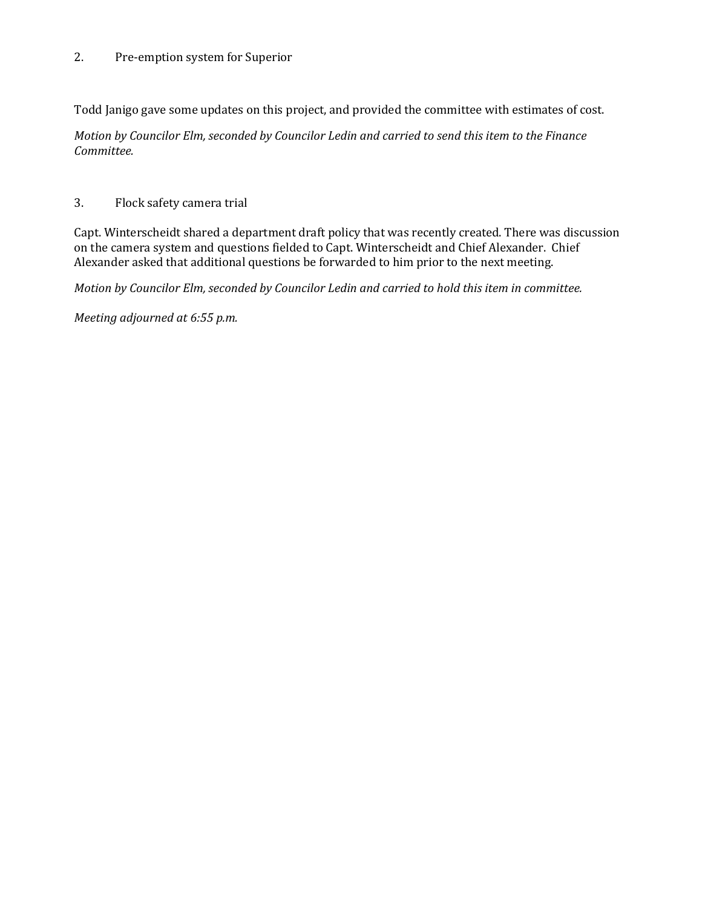2. Pre-emption system for Superior

Todd Janigo gave some updates on this project, and provided the committee with estimates of cost.

*Motion by Councilor Elm, seconded by Councilor Ledin and carried to send this item to the Finance Committee.*

3. Flock safety camera trial

Capt. Winterscheidt shared a department draft policy that was recently created. There was discussion on the camera system and questions fielded to Capt. Winterscheidt and Chief Alexander. Chief Alexander asked that additional questions be forwarded to him prior to the next meeting.

*Motion by Councilor Elm, seconded by Councilor Ledin and carried to hold this item in committee.*

*Meeting adjourned at 6:55 p.m.*